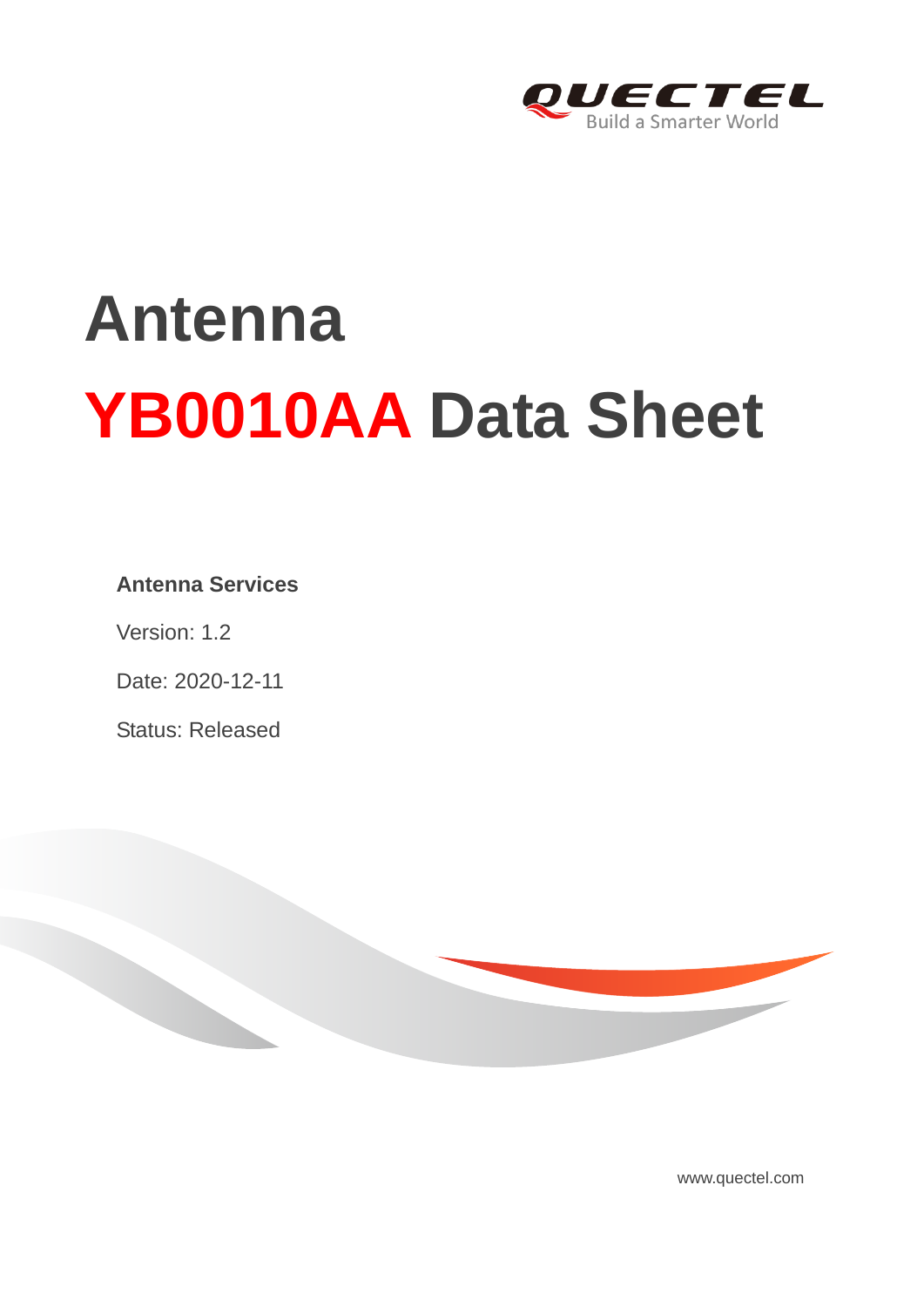# Antenna

# YB0010AA Data Sheet

**Antenna Services**

Version: 1.2

Date: 2020-12-11

Status: Released

www.quectel.com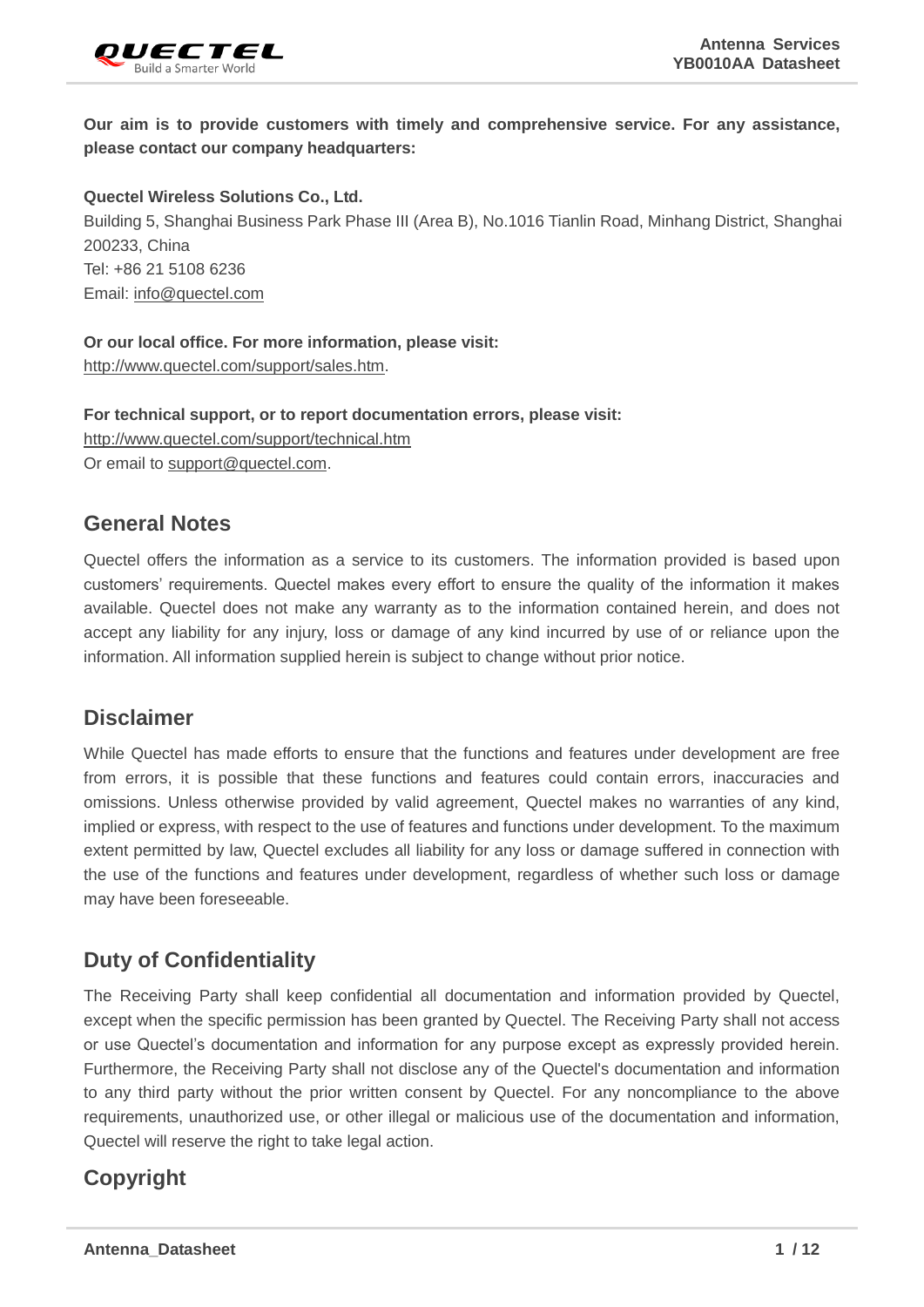**Our aim is to provide customers with timely and comprehensive service. For any assistance, please contact our company headquarters:**

**Quectel Wireless Solutions Co., Ltd.**
Building 5, Shanghai Business Park Phase III (Area B), No.1016 Tianlin Road, Minhang District, Shanghai 200233, China
Tel: +86 21 5108 6236
Email: info@quectel.com

**Or our local office. For more information, please visit:**
http://www.quectel.com/support/sales.htm.

**For technical support, or to report documentation errors, please visit:**
http://www.quectel.com/support/technical.htm
Or email to support@quectel.com.

## General Notes

Quectel offers the information as a service to its customers. The information provided is based upon customers' requirements. Quectel makes every effort to ensure the quality of the information it makes available. Quectel does not make any warranty as to the information contained herein, and does not accept any liability for any injury, loss or damage of any kind incurred by use of or reliance upon the information. All information supplied herein is subject to change without prior notice.

## Disclaimer

While Quectel has made efforts to ensure that the functions and features under development are free from errors, it is possible that these functions and features could contain errors, inaccuracies and omissions. Unless otherwise provided by valid agreement, Quectel makes no warranties of any kind, implied or express, with respect to the use of features and functions under development. To the maximum extent permitted by law, Quectel excludes all liability for any loss or damage suffered in connection with the use of the functions and features under development, regardless of whether such loss or damage may have been foreseeable.

## Duty of Confidentiality

The Receiving Party shall keep confidential all documentation and information provided by Quectel, except when the specific permission has been granted by Quectel. The Receiving Party shall not access or use Quectel's documentation and information for any purpose except as expressly provided herein. Furthermore, the Receiving Party shall not disclose any of the Quectel's documentation and information to any third party without the prior written consent by Quectel. For any noncompliance to the above requirements, unauthorized use, or other illegal or malicious use of the documentation and information, Quectel will reserve the right to take legal action.

## Copyright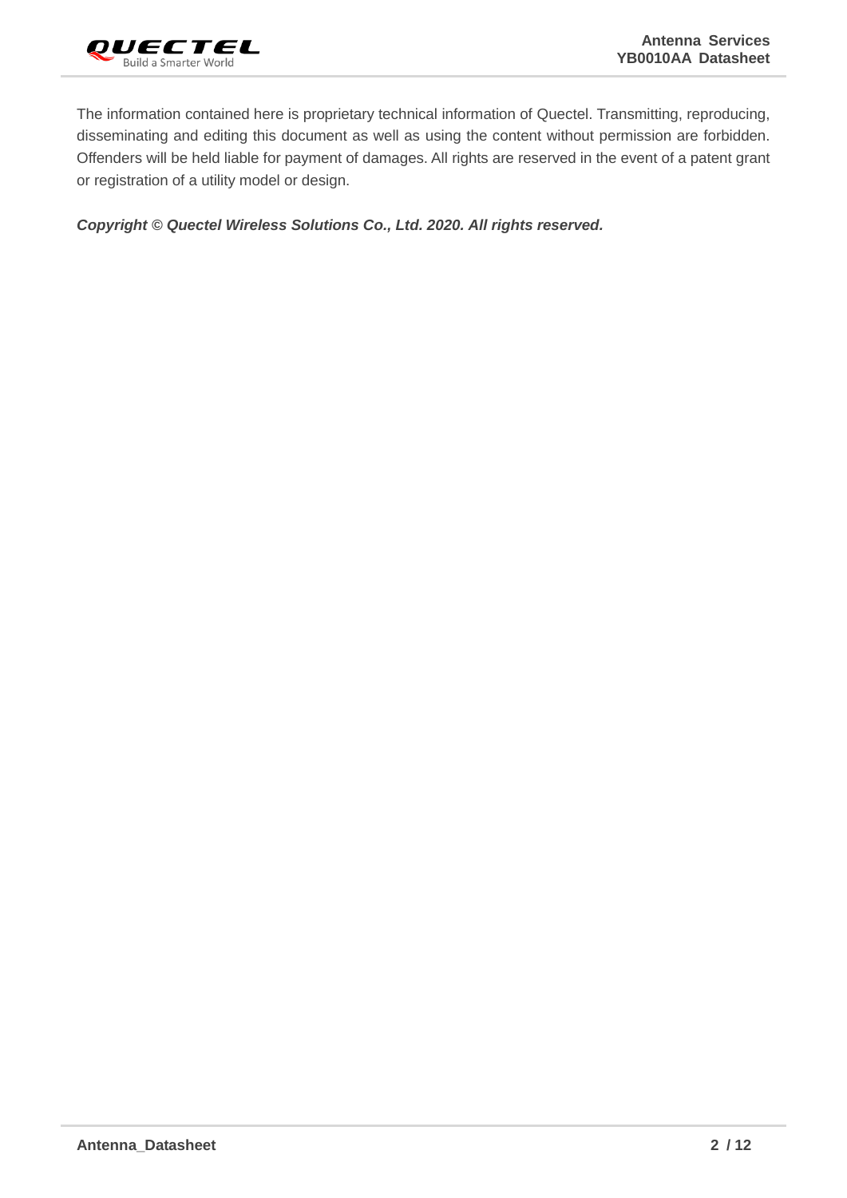The information contained here is proprietary technical information of Quectel. Transmitting, reproducing, disseminating and editing this document as well as using the content without permission are forbidden. Offenders will be held liable for payment of damages. All rights are reserved in the event of a patent grant or registration of a utility model or design.

***Copyright © Quectel Wireless Solutions Co., Ltd. 2020. All rights reserved.***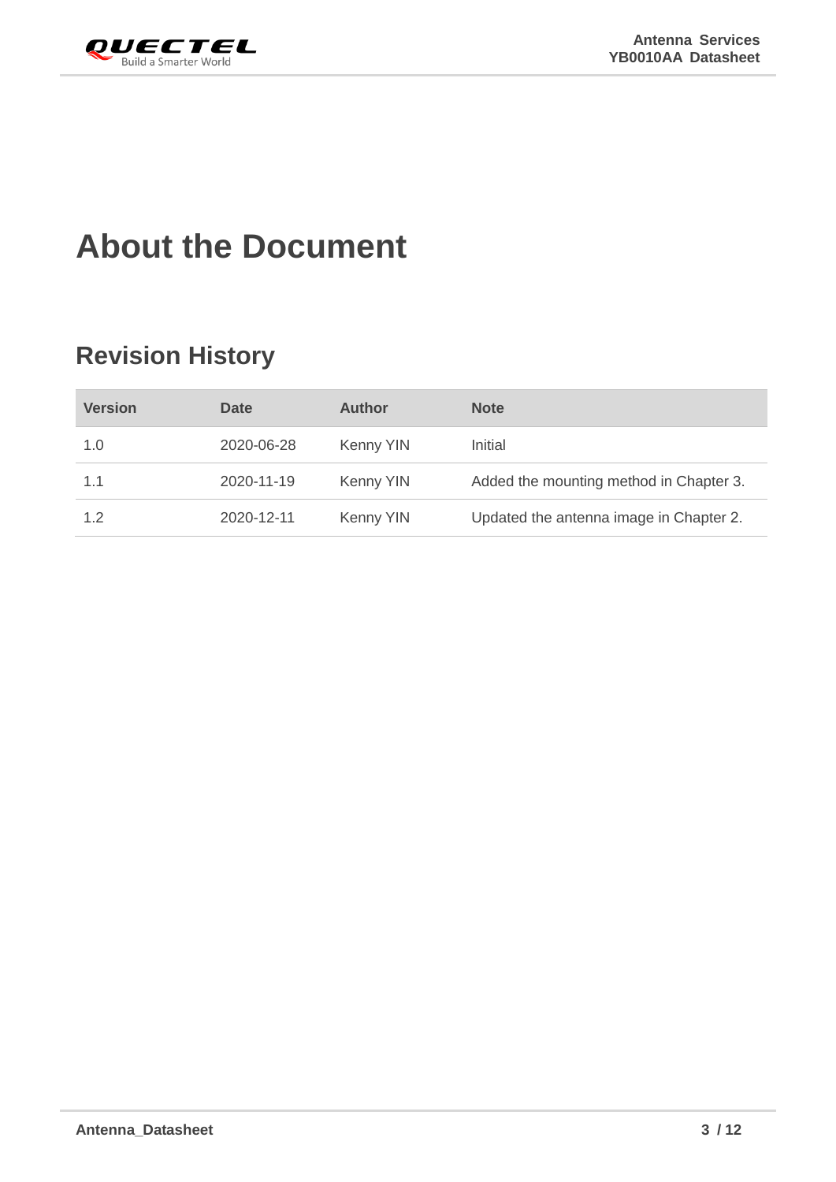# About the Document

## Revision History

| Version | Date | Author | Note |
|---|---|---|---|
| 1.0 | 2020-06-28 | Kenny YIN | Initial |
| 1.1 | 2020-11-19 | Kenny YIN | Added the mounting method in Chapter 3. |
| 1.2 | 2020-12-11 | Kenny YIN | Updated the antenna image in Chapter 2. |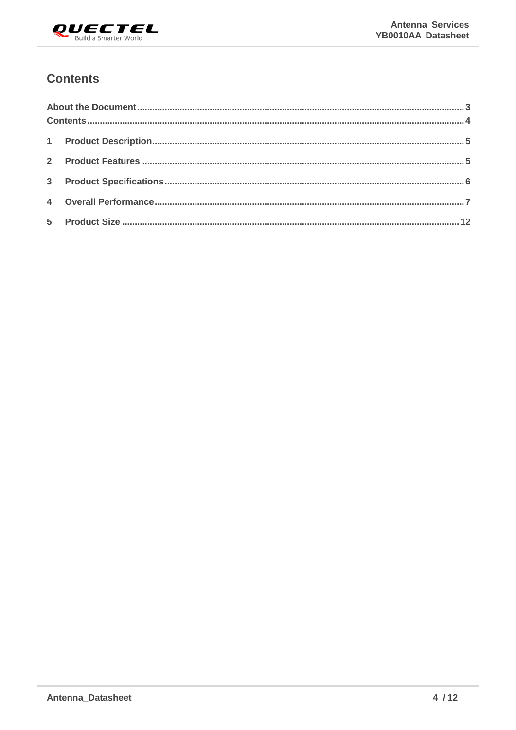## Contents

About the Document ........................................................................................................................... 3
Contents ................................................................................................................................................ 4
1 Product Description ........................................................................................................................ 5
2 Product Features ............................................................................................................................. 5
3 Product Specifications .................................................................................................................... 6
4 Overall Performance ........................................................................................................................ 7
5 Product Size .................................................................................................................................... 12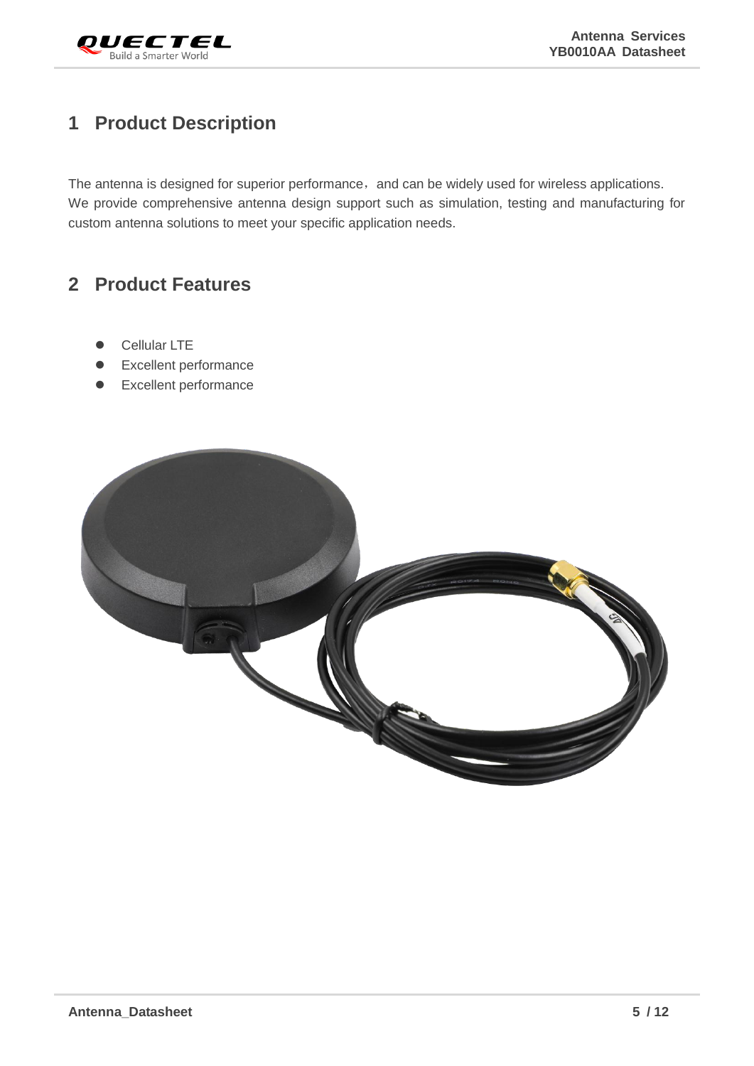# 1 Product Description

The antenna is designed for superior performance, and can be widely used for wireless applications. We provide comprehensive antenna design support such as simulation, testing and manufacturing for custom antenna solutions to meet your specific application needs.

# 2 Product Features

- Cellular LTE
- Excellent performance
- Excellent performance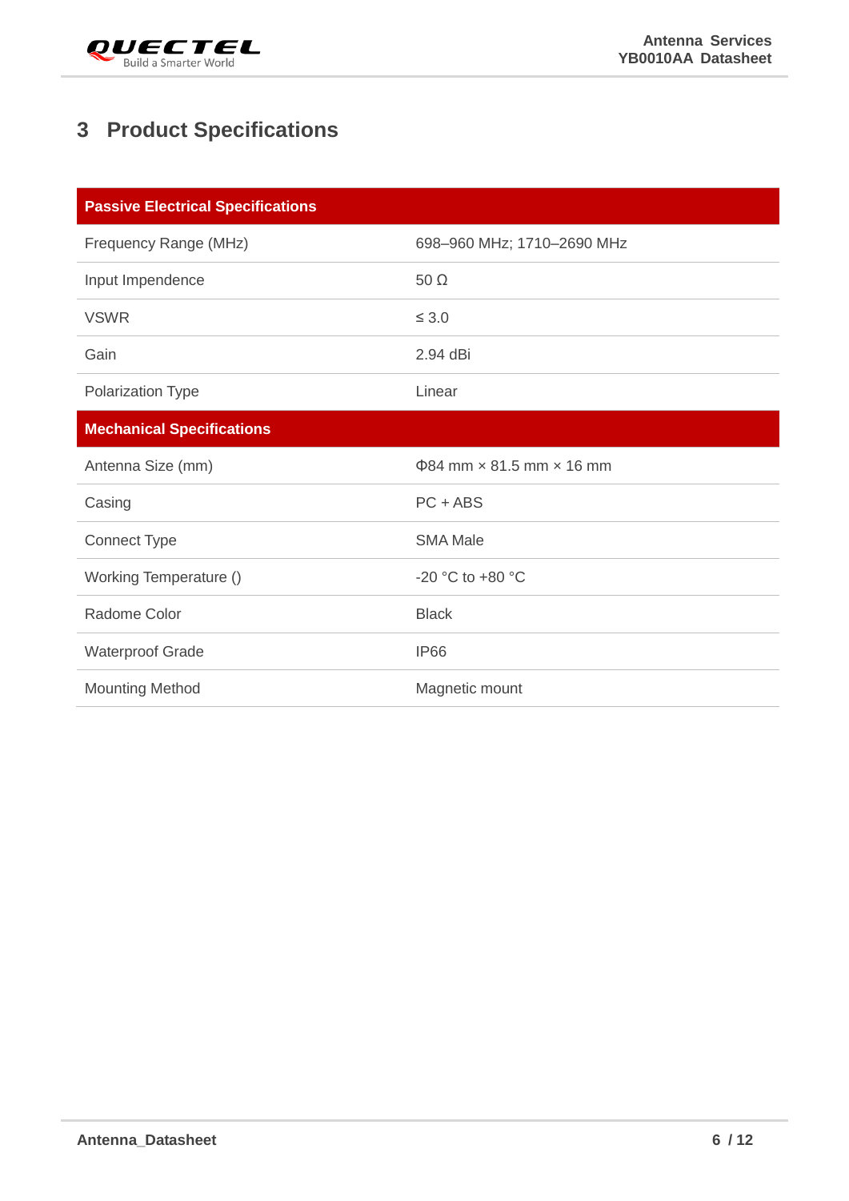# 3 Product Specifications

| Passive Electrical Specifications | |
|---|---|
| Frequency Range (MHz) | 698–960 MHz; 1710–2690 MHz |
| Input Impendence | 50 Ω |
| VSWR | ≤ 3.0 |
| Gain | 2.94 dBi |
| Polarization Type | Linear |
| **Mechanical Specifications** | |
| Antenna Size (mm) | Φ84 mm × 81.5 mm × 16 mm |
| Casing | PC + ABS |
| Connect Type | SMA Male |
| Working Temperature () | -20 °C to +80 °C |
| Radome Color | Black |
| Waterproof Grade | IP66 |
| Mounting Method | Magnetic mount |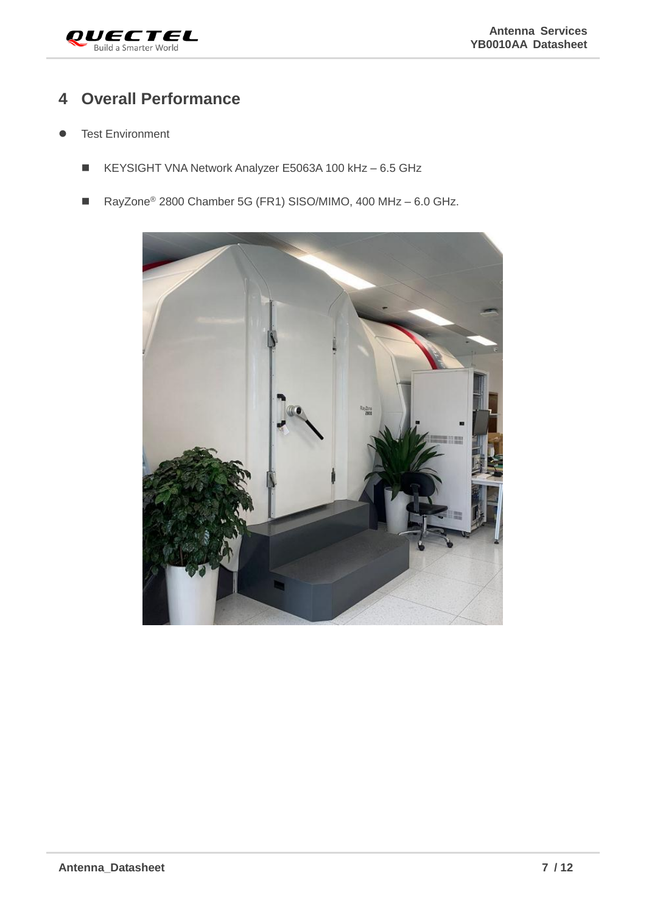# 4 Overall Performance

- Test Environment
  - KEYSIGHT VNA Network Analyzer E5063A 100 kHz – 6.5 GHz
  - RayZone® 2800 Chamber 5G (FR1) SISO/MIMO, 400 MHz – 6.0 GHz.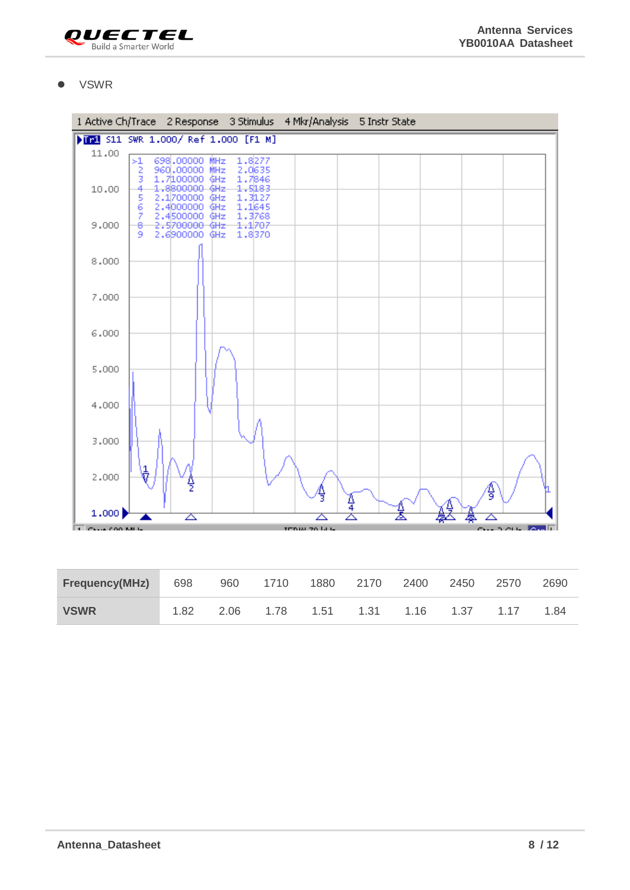- VSWR

| Frequency(MHz) | 698 | 960 | 1710 | 1880 | 2170 | 2400 | 2450 | 2570 | 2690 |
|---|---|---|---|---|---|---|---|---|---|
| VSWR | 1.82 | 2.06 | 1.78 | 1.51 | 1.31 | 1.16 | 1.37 | 1.17 | 1.84 |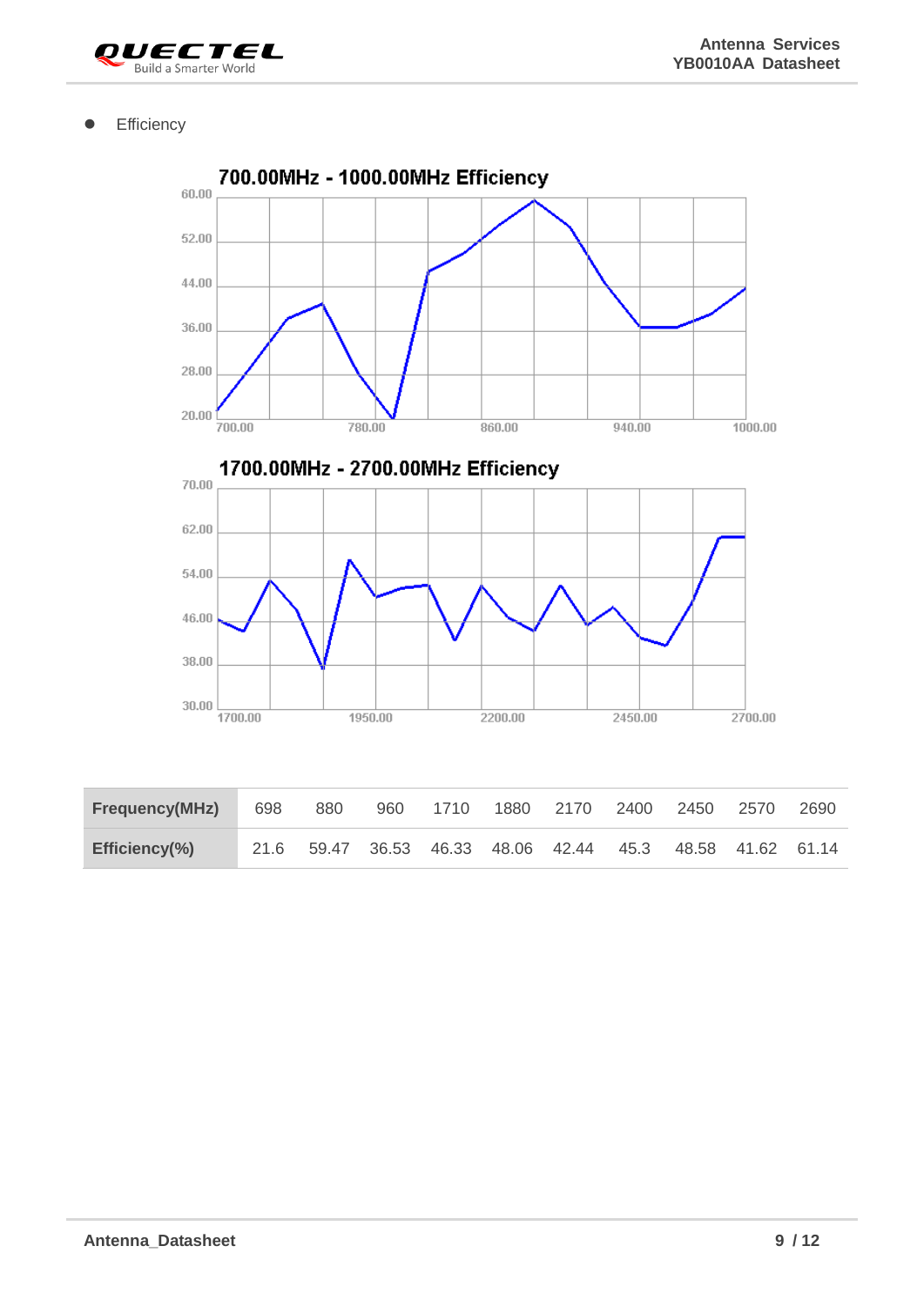- Efficiency

700.00MHz - 1000.00MHz Efficiency

1700.00MHz - 2700.00MHz Efficiency

| Frequency(MHz) | 698 | 880 | 960 | 1710 | 1880 | 2170 | 2400 | 2450 | 2570 | 2690 |
|---|---|---|---|---|---|---|---|---|---|---|
| Efficiency(%) | 21.6 | 59.47 | 36.53 | 46.33 | 48.06 | 42.44 | 45.3 | 48.58 | 41.62 | 61.14 |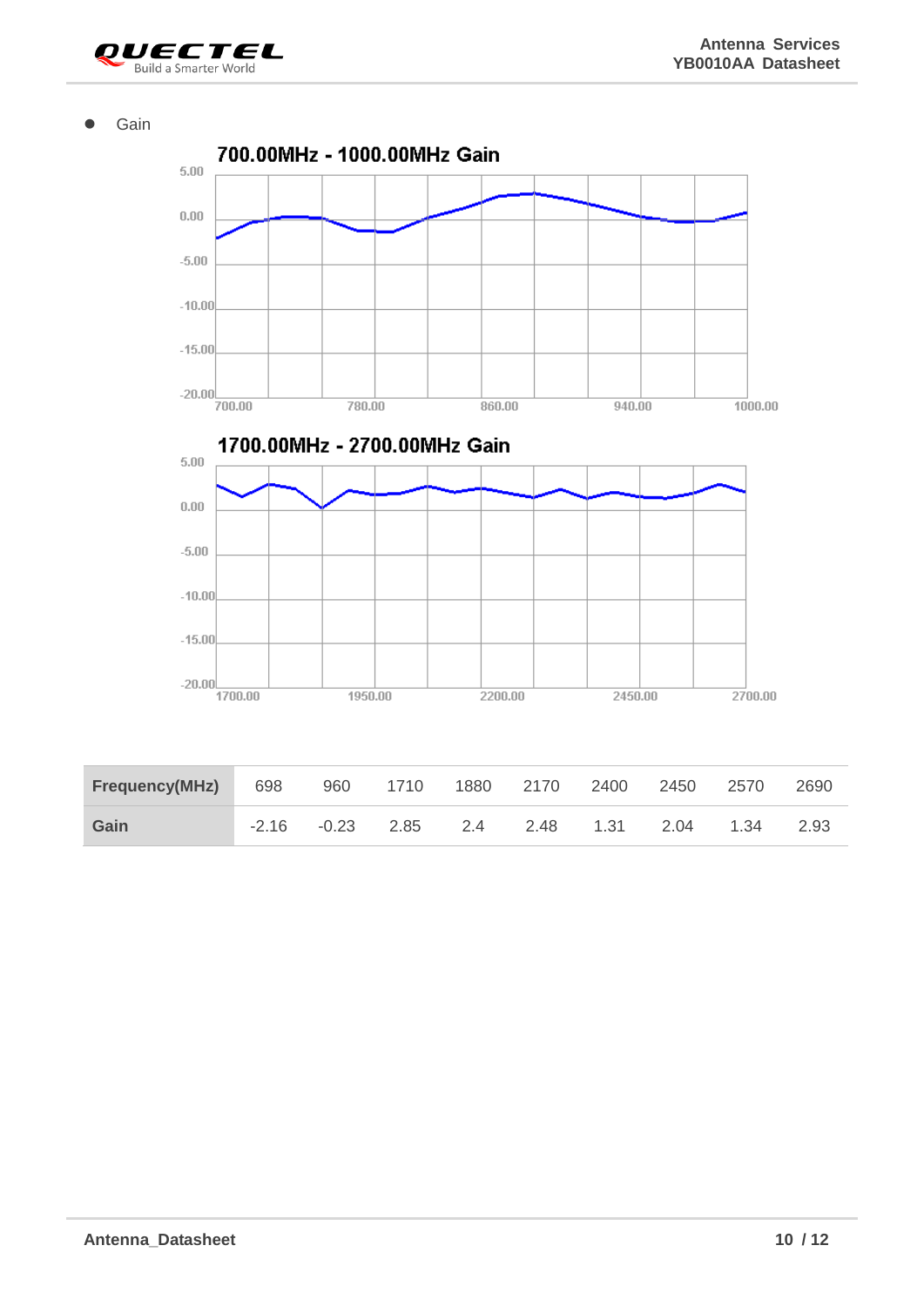- Gain

700.00MHz - 1000.00MHz Gain

1700.00MHz - 2700.00MHz Gain

| Frequency(MHz) | 698 | 960 | 1710 | 1880 | 2170 | 2400 | 2450 | 2570 | 2690 |
|---|---|---|---|---|---|---|---|---|---|
| Gain | -2.16 | -0.23 | 2.85 | 2.4 | 2.48 | 1.31 | 2.04 | 1.34 | 2.93 |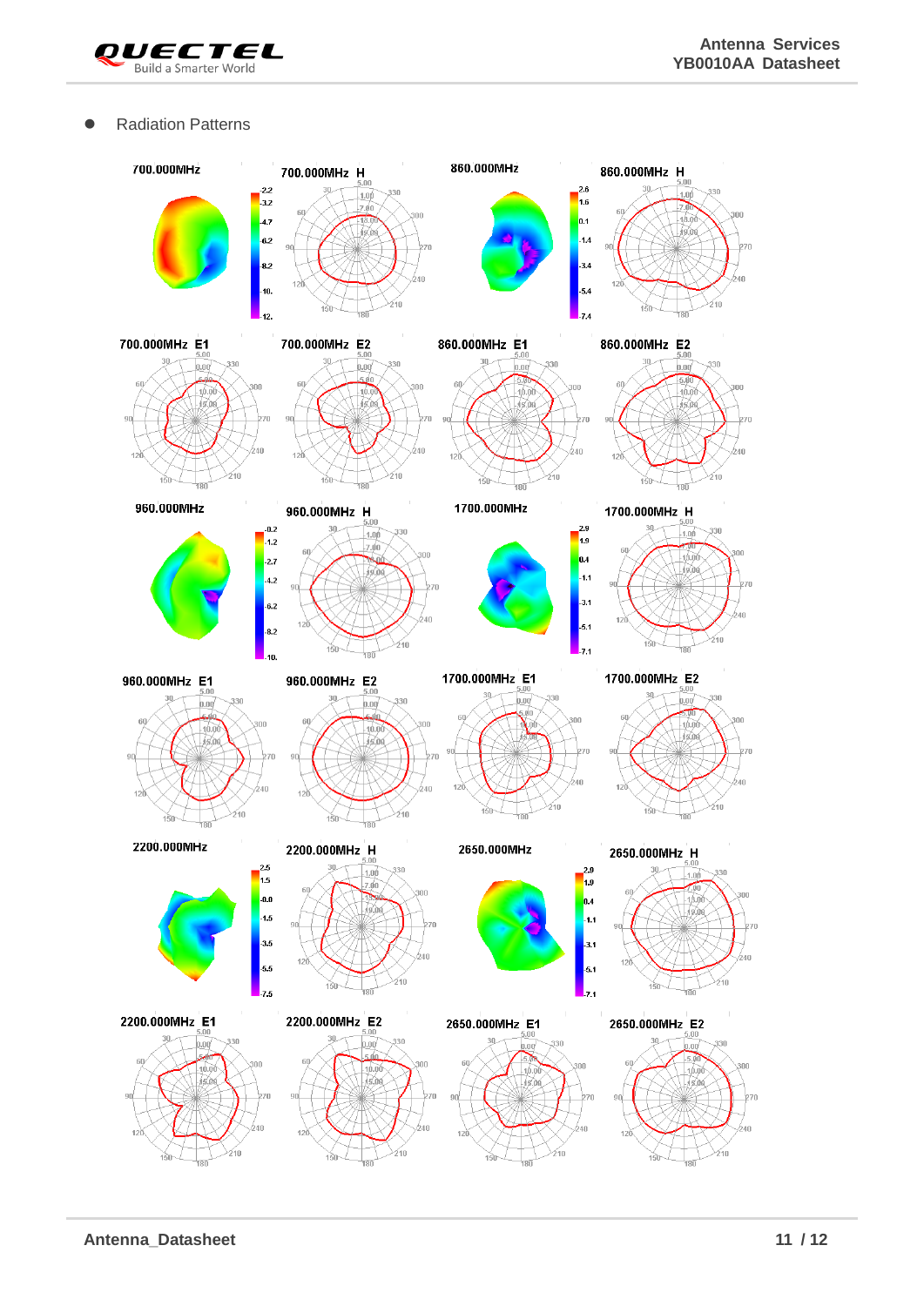- Radiation Patterns

700.000MHz

700.000MHz H

860.000MHz

860.000MHz H

700.000MHz E1

700.000MHz E2

860.000MHz E1

860.000MHz E2

960.000MHz

960.000MHz H

1700.000MHz

1700.000MHz H

960.000MHz E1

960.000MHz E2

1700.000MHz E1

1700.000MHz E2

2200.000MHz

2200.000MHz H

2650.000MHz

2650.000MHz H

2200.000MHz E1

2200.000MHz E2

2650.000MHz E1

2650.000MHz E2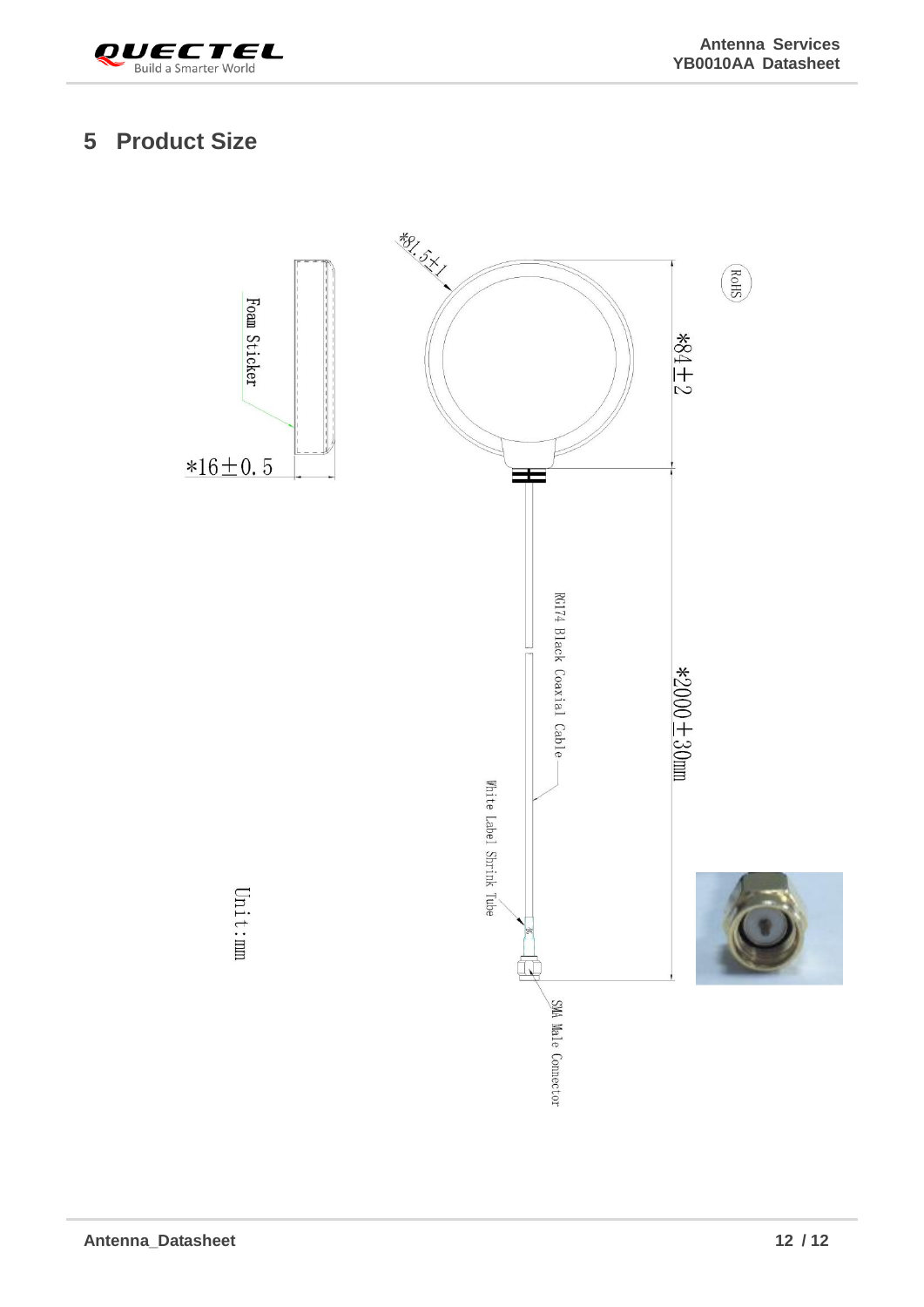# 5 Product Size

Foam Sticker

*16±0.5

*81.5±1

*84±2

RoHS

RG174 Black Coaxial Cable

*2000±30mm

White Label Shrink Tube

SMA Male Connector

Unit: mm